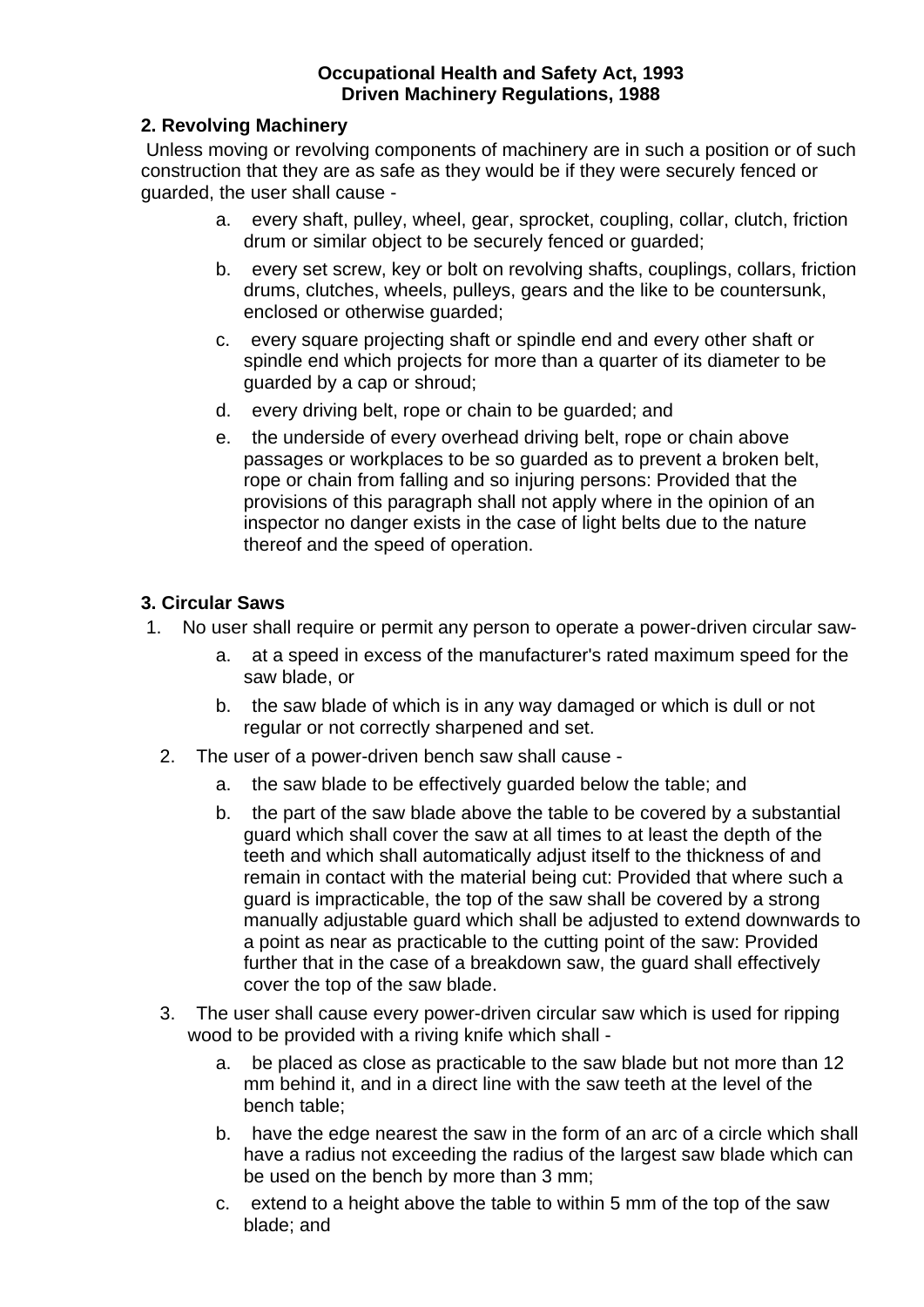**Occupational Health and Safety Act, 1993**
**Driven Machinery Regulations, 1988**

## 2. Revolving Machinery

Unless moving or revolving components of machinery are in such a position or of such construction that they are as safe as they would be if they were securely fenced or guarded, the user shall cause -

a. every shaft, pulley, wheel, gear, sprocket, coupling, collar, clutch, friction drum or similar object to be securely fenced or guarded;

b. every set screw, key or bolt on revolving shafts, couplings, collars, friction drums, clutches, wheels, pulleys, gears and the like to be countersunk, enclosed or otherwise guarded;

c. every square projecting shaft or spindle end and every other shaft or spindle end which projects for more than a quarter of its diameter to be guarded by a cap or shroud;

d. every driving belt, rope or chain to be guarded; and

e. the underside of every overhead driving belt, rope or chain above passages or workplaces to be so guarded as to prevent a broken belt, rope or chain from falling and so injuring persons: Provided that the provisions of this paragraph shall not apply where in the opinion of an inspector no danger exists in the case of light belts due to the nature thereof and the speed of operation.

## 3. Circular Saws

1. No user shall require or permit any person to operate a power-driven circular saw-

   a. at a speed in excess of the manufacturer's rated maximum speed for the saw blade, or

   b. the saw blade of which is in any way damaged or which is dull or not regular or not correctly sharpened and set.

2. The user of a power-driven bench saw shall cause -

   a. the saw blade to be effectively guarded below the table; and

   b. the part of the saw blade above the table to be covered by a substantial guard which shall cover the saw at all times to at least the depth of the teeth and which shall automatically adjust itself to the thickness of and remain in contact with the material being cut: Provided that where such a guard is impracticable, the top of the saw shall be covered by a strong manually adjustable guard which shall be adjusted to extend downwards to a point as near as practicable to the cutting point of the saw: Provided further that in the case of a breakdown saw, the guard shall effectively cover the top of the saw blade.

3. The user shall cause every power-driven circular saw which is used for ripping wood to be provided with a riving knife which shall -

   a. be placed as close as practicable to the saw blade but not more than 12 mm behind it, and in a direct line with the saw teeth at the level of the bench table;

   b. have the edge nearest the saw in the form of an arc of a circle which shall have a radius not exceeding the radius of the largest saw blade which can be used on the bench by more than 3 mm;

   c. extend to a height above the table to within 5 mm of the top of the saw blade; and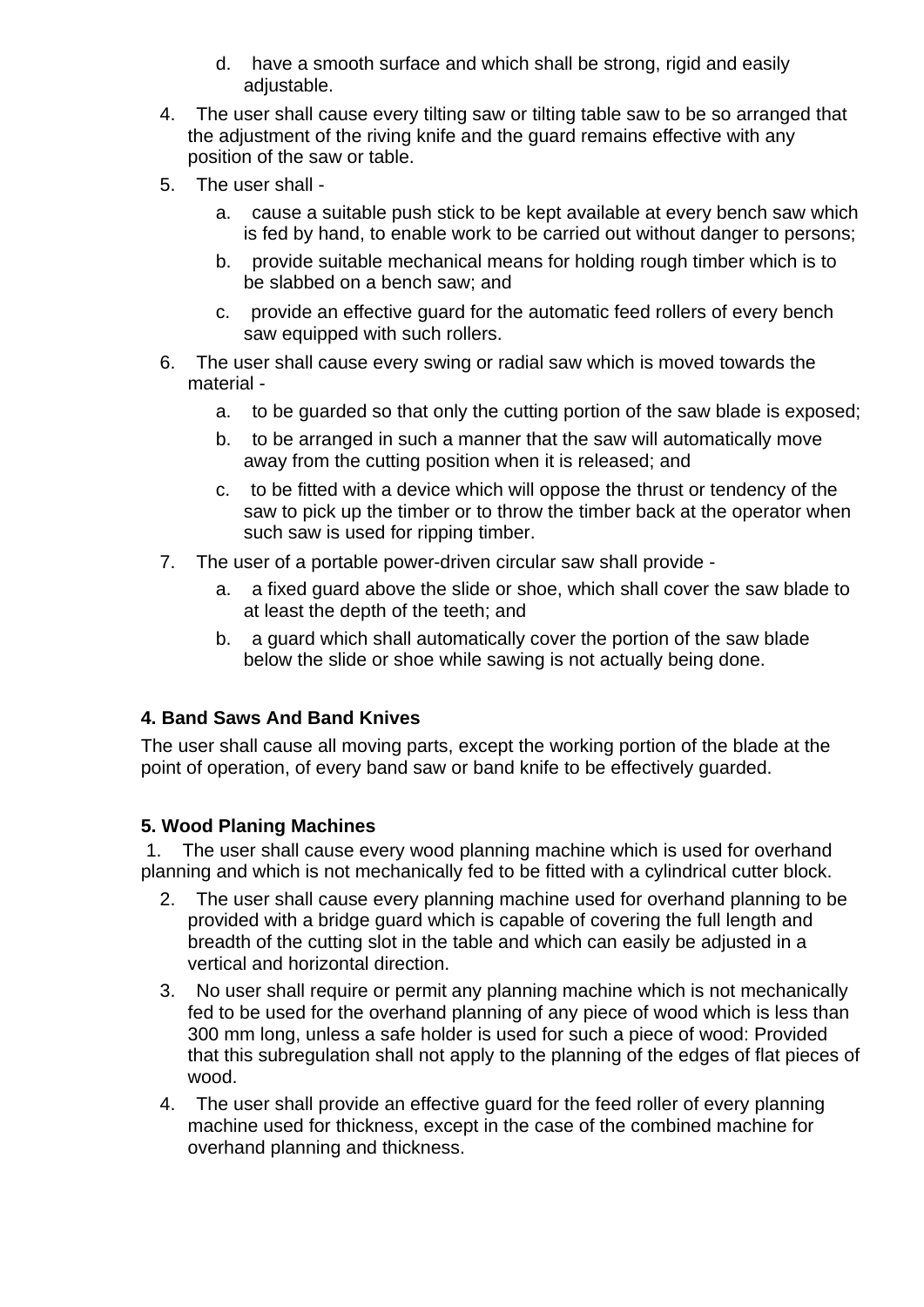d. have a smooth surface and which shall be strong, rigid and easily adjustable.

4. The user shall cause every tilting saw or tilting table saw to be so arranged that the adjustment of the riving knife and the guard remains effective with any position of the saw or table.
5. The user shall -
   a. cause a suitable push stick to be kept available at every bench saw which is fed by hand, to enable work to be carried out without danger to persons;
   b. provide suitable mechanical means for holding rough timber which is to be slabbed on a bench saw; and
   c. provide an effective guard for the automatic feed rollers of every bench saw equipped with such rollers.
6. The user shall cause every swing or radial saw which is moved towards the material -
   a. to be guarded so that only the cutting portion of the saw blade is exposed;
   b. to be arranged in such a manner that the saw will automatically move away from the cutting position when it is released; and
   c. to be fitted with a device which will oppose the thrust or tendency of the saw to pick up the timber or to throw the timber back at the operator when such saw is used for ripping timber.
7. The user of a portable power-driven circular saw shall provide -
   a. a fixed guard above the slide or shoe, which shall cover the saw blade to at least the depth of the teeth; and
   b. a guard which shall automatically cover the portion of the saw blade below the slide or shoe while sawing is not actually being done.

**4. Band Saws And Band Knives**

The user shall cause all moving parts, except the working portion of the blade at the point of operation, of every band saw or band knife to be effectively guarded.

**5. Wood Planing Machines**

1. The user shall cause every wood planning machine which is used for overhand planning and which is not mechanically fed to be fitted with a cylindrical cutter block.
2. The user shall cause every planning machine used for overhand planning to be provided with a bridge guard which is capable of covering the full length and breadth of the cutting slot in the table and which can easily be adjusted in a vertical and horizontal direction.
3. No user shall require or permit any planning machine which is not mechanically fed to be used for the overhand planning of any piece of wood which is less than 300 mm long, unless a safe holder is used for such a piece of wood: Provided that this subregulation shall not apply to the planning of the edges of flat pieces of wood.
4. The user shall provide an effective guard for the feed roller of every planning machine used for thickness, except in the case of the combined machine for overhand planning and thickness.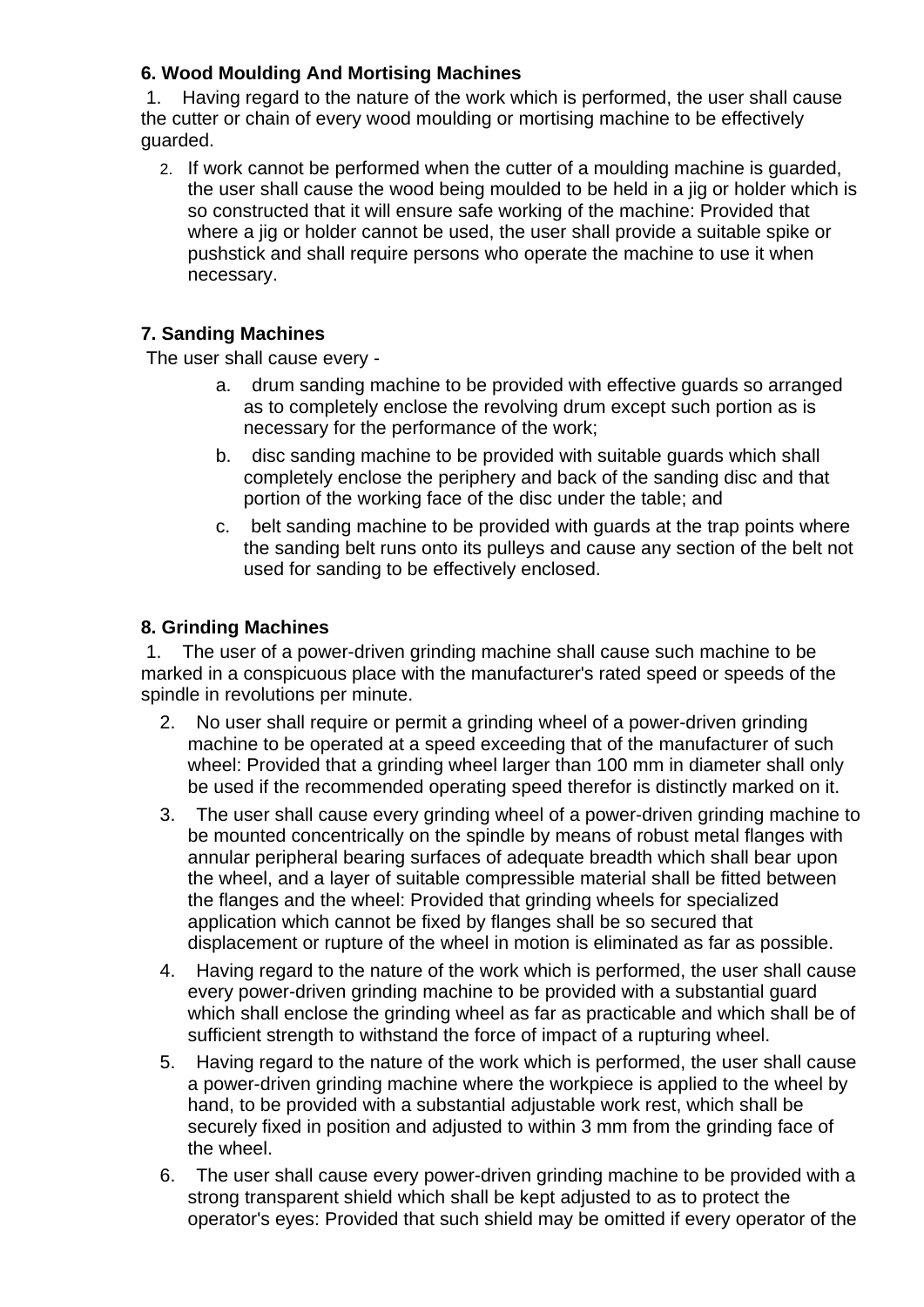**6. Wood Moulding And Mortising Machines**

1. Having regard to the nature of the work which is performed, the user shall cause the cutter or chain of every wood moulding or mortising machine to be effectively guarded.

2. If work cannot be performed when the cutter of a moulding machine is guarded, the user shall cause the wood being moulded to be held in a jig or holder which is so constructed that it will ensure safe working of the machine: Provided that where a jig or holder cannot be used, the user shall provide a suitable spike or pushstick and shall require persons who operate the machine to use it when necessary.

**7. Sanding Machines**

The user shall cause every -

a. drum sanding machine to be provided with effective guards so arranged as to completely enclose the revolving drum except such portion as is necessary for the performance of the work;

b. disc sanding machine to be provided with suitable guards which shall completely enclose the periphery and back of the sanding disc and that portion of the working face of the disc under the table; and

c. belt sanding machine to be provided with guards at the trap points where the sanding belt runs onto its pulleys and cause any section of the belt not used for sanding to be effectively enclosed.

**8. Grinding Machines**

1. The user of a power-driven grinding machine shall cause such machine to be marked in a conspicuous place with the manufacturer's rated speed or speeds of the spindle in revolutions per minute.

2. No user shall require or permit a grinding wheel of a power-driven grinding machine to be operated at a speed exceeding that of the manufacturer of such wheel: Provided that a grinding wheel larger than 100 mm in diameter shall only be used if the recommended operating speed therefor is distinctly marked on it.

3. The user shall cause every grinding wheel of a power-driven grinding machine to be mounted concentrically on the spindle by means of robust metal flanges with annular peripheral bearing surfaces of adequate breadth which shall bear upon the wheel, and a layer of suitable compressible material shall be fitted between the flanges and the wheel: Provided that grinding wheels for specialized application which cannot be fixed by flanges shall be so secured that displacement or rupture of the wheel in motion is eliminated as far as possible.

4. Having regard to the nature of the work which is performed, the user shall cause every power-driven grinding machine to be provided with a substantial guard which shall enclose the grinding wheel as far as practicable and which shall be of sufficient strength to withstand the force of impact of a rupturing wheel.

5. Having regard to the nature of the work which is performed, the user shall cause a power-driven grinding machine where the workpiece is applied to the wheel by hand, to be provided with a substantial adjustable work rest, which shall be securely fixed in position and adjusted to within 3 mm from the grinding face of the wheel.

6. The user shall cause every power-driven grinding machine to be provided with a strong transparent shield which shall be kept adjusted to as to protect the operator's eyes: Provided that such shield may be omitted if every operator of the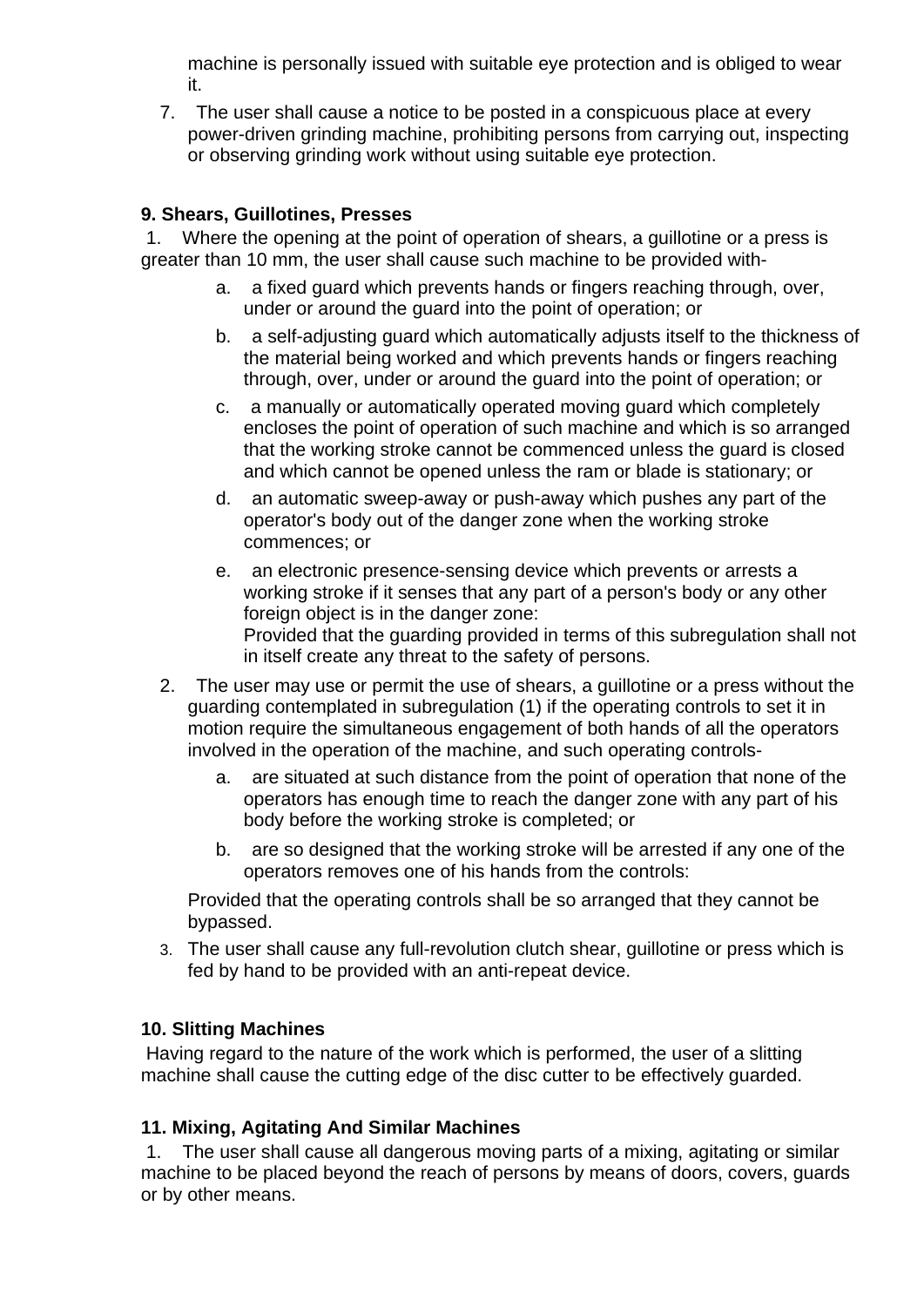machine is personally issued with suitable eye protection and is obliged to wear it.

7. The user shall cause a notice to be posted in a conspicuous place at every power-driven grinding machine, prohibiting persons from carrying out, inspecting or observing grinding work without using suitable eye protection.

**9. Shears, Guillotines, Presses**

1. Where the opening at the point of operation of shears, a guillotine or a press is greater than 10 mm, the user shall cause such machine to be provided with-

   a. a fixed guard which prevents hands or fingers reaching through, over, under or around the guard into the point of operation; or

   b. a self-adjusting guard which automatically adjusts itself to the thickness of the material being worked and which prevents hands or fingers reaching through, over, under or around the guard into the point of operation; or

   c. a manually or automatically operated moving guard which completely encloses the point of operation of such machine and which is so arranged that the working stroke cannot be commenced unless the guard is closed and which cannot be opened unless the ram or blade is stationary; or

   d. an automatic sweep-away or push-away which pushes any part of the operator's body out of the danger zone when the working stroke commences; or

   e. an electronic presence-sensing device which prevents or arrests a working stroke if it senses that any part of a person's body or any other foreign object is in the danger zone:
   Provided that the guarding provided in terms of this subregulation shall not in itself create any threat to the safety of persons.

2. The user may use or permit the use of shears, a guillotine or a press without the guarding contemplated in subregulation (1) if the operating controls to set it in motion require the simultaneous engagement of both hands of all the operators involved in the operation of the machine, and such operating controls-

   a. are situated at such distance from the point of operation that none of the operators has enough time to reach the danger zone with any part of his body before the working stroke is completed; or

   b. are so designed that the working stroke will be arrested if any one of the operators removes one of his hands from the controls:

   Provided that the operating controls shall be so arranged that they cannot be bypassed.

3. The user shall cause any full-revolution clutch shear, guillotine or press which is fed by hand to be provided with an anti-repeat device.

**10. Slitting Machines**

Having regard to the nature of the work which is performed, the user of a slitting machine shall cause the cutting edge of the disc cutter to be effectively guarded.

**11. Mixing, Agitating And Similar Machines**

1. The user shall cause all dangerous moving parts of a mixing, agitating or similar machine to be placed beyond the reach of persons by means of doors, covers, guards or by other means.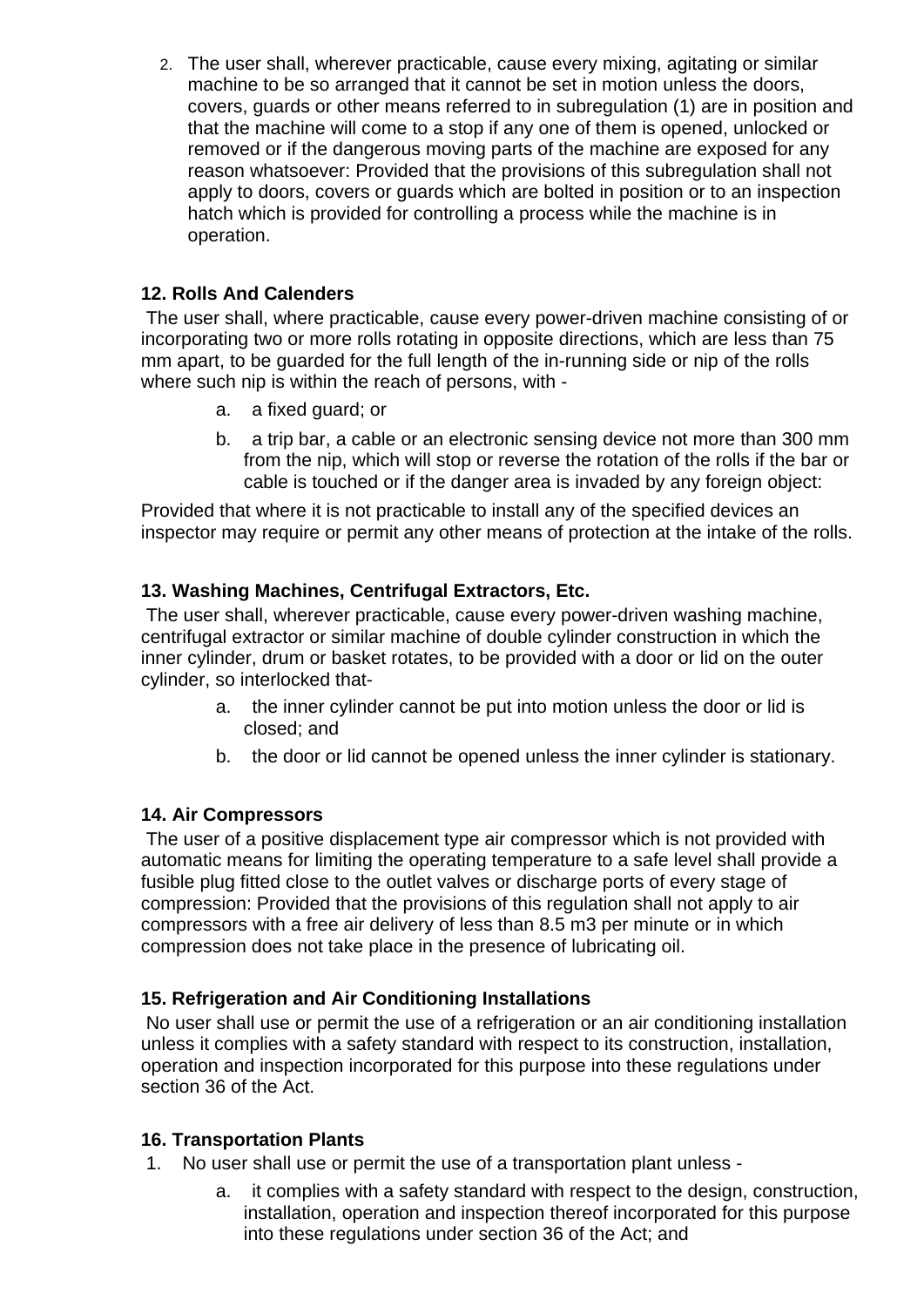2. The user shall, wherever practicable, cause every mixing, agitating or similar machine to be so arranged that it cannot be set in motion unless the doors, covers, guards or other means referred to in subregulation (1) are in position and that the machine will come to a stop if any one of them is opened, unlocked or removed or if the dangerous moving parts of the machine are exposed for any reason whatsoever: Provided that the provisions of this subregulation shall not apply to doors, covers or guards which are bolted in position or to an inspection hatch which is provided for controlling a process while the machine is in operation.

**12. Rolls And Calenders**

The user shall, where practicable, cause every power-driven machine consisting of or incorporating two or more rolls rotating in opposite directions, which are less than 75 mm apart, to be guarded for the full length of the in-running side or nip of the rolls where such nip is within the reach of persons, with -

a. a fixed guard; or
b. a trip bar, a cable or an electronic sensing device not more than 300 mm from the nip, which will stop or reverse the rotation of the rolls if the bar or cable is touched or if the danger area is invaded by any foreign object:

Provided that where it is not practicable to install any of the specified devices an inspector may require or permit any other means of protection at the intake of the rolls.

**13. Washing Machines, Centrifugal Extractors, Etc.**

The user shall, wherever practicable, cause every power-driven washing machine, centrifugal extractor or similar machine of double cylinder construction in which the inner cylinder, drum or basket rotates, to be provided with a door or lid on the outer cylinder, so interlocked that-

a. the inner cylinder cannot be put into motion unless the door or lid is closed; and
b. the door or lid cannot be opened unless the inner cylinder is stationary.

**14. Air Compressors**

The user of a positive displacement type air compressor which is not provided with automatic means for limiting the operating temperature to a safe level shall provide a fusible plug fitted close to the outlet valves or discharge ports of every stage of compression: Provided that the provisions of this regulation shall not apply to air compressors with a free air delivery of less than 8.5 m3 per minute or in which compression does not take place in the presence of lubricating oil.

**15. Refrigeration and Air Conditioning Installations**

No user shall use or permit the use of a refrigeration or an air conditioning installation unless it complies with a safety standard with respect to its construction, installation, operation and inspection incorporated for this purpose into these regulations under section 36 of the Act.

**16. Transportation Plants**

1. No user shall use or permit the use of a transportation plant unless -
   a. it complies with a safety standard with respect to the design, construction, installation, operation and inspection thereof incorporated for this purpose into these regulations under section 36 of the Act; and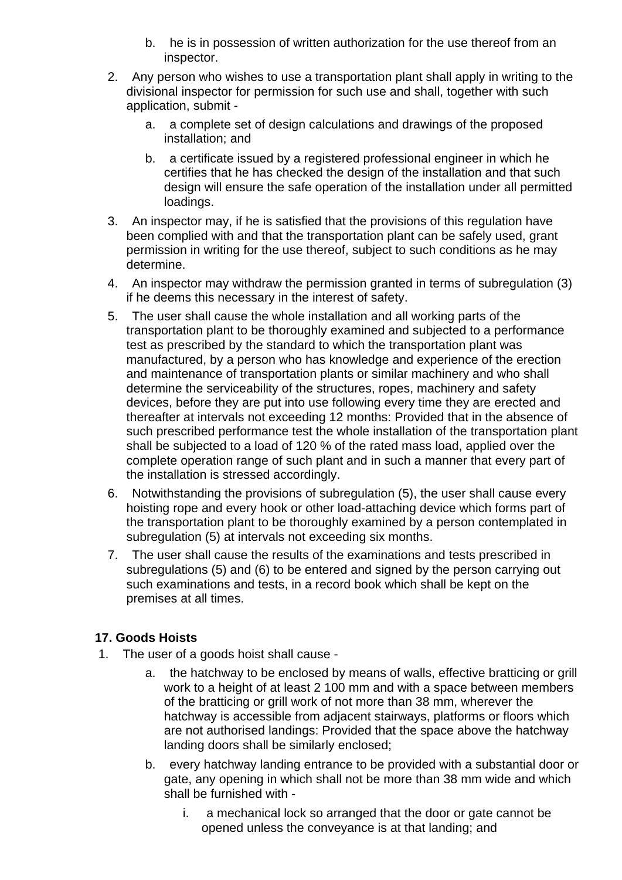b. he is in possession of written authorization for the use thereof from an inspector.

2. Any person who wishes to use a transportation plant shall apply in writing to the divisional inspector for permission for such use and shall, together with such application, submit -
   a. a complete set of design calculations and drawings of the proposed installation; and
   b. a certificate issued by a registered professional engineer in which he certifies that he has checked the design of the installation and that such design will ensure the safe operation of the installation under all permitted loadings.
3. An inspector may, if he is satisfied that the provisions of this regulation have been complied with and that the transportation plant can be safely used, grant permission in writing for the use thereof, subject to such conditions as he may determine.
4. An inspector may withdraw the permission granted in terms of subregulation (3) if he deems this necessary in the interest of safety.
5. The user shall cause the whole installation and all working parts of the transportation plant to be thoroughly examined and subjected to a performance test as prescribed by the standard to which the transportation plant was manufactured, by a person who has knowledge and experience of the erection and maintenance of transportation plants or similar machinery and who shall determine the serviceability of the structures, ropes, machinery and safety devices, before they are put into use following every time they are erected and thereafter at intervals not exceeding 12 months: Provided that in the absence of such prescribed performance test the whole installation of the transportation plant shall be subjected to a load of 120 % of the rated mass load, applied over the complete operation range of such plant and in such a manner that every part of the installation is stressed accordingly.
6. Notwithstanding the provisions of subregulation (5), the user shall cause every hoisting rope and every hook or other load-attaching device which forms part of the transportation plant to be thoroughly examined by a person contemplated in subregulation (5) at intervals not exceeding six months.
7. The user shall cause the results of the examinations and tests prescribed in subregulations (5) and (6) to be entered and signed by the person carrying out such examinations and tests, in a record book which shall be kept on the premises at all times.

**17. Goods Hoists**

1. The user of a goods hoist shall cause -
   a. the hatchway to be enclosed by means of walls, effective bratticing or grill work to a height of at least 2 100 mm and with a space between members of the bratticing or grill work of not more than 38 mm, wherever the hatchway is accessible from adjacent stairways, platforms or floors which are not authorised landings: Provided that the space above the hatchway landing doors shall be similarly enclosed;
   b. every hatchway landing entrance to be provided with a substantial door or gate, any opening in which shall not be more than 38 mm wide and which shall be furnished with -
      i. a mechanical lock so arranged that the door or gate cannot be opened unless the conveyance is at that landing; and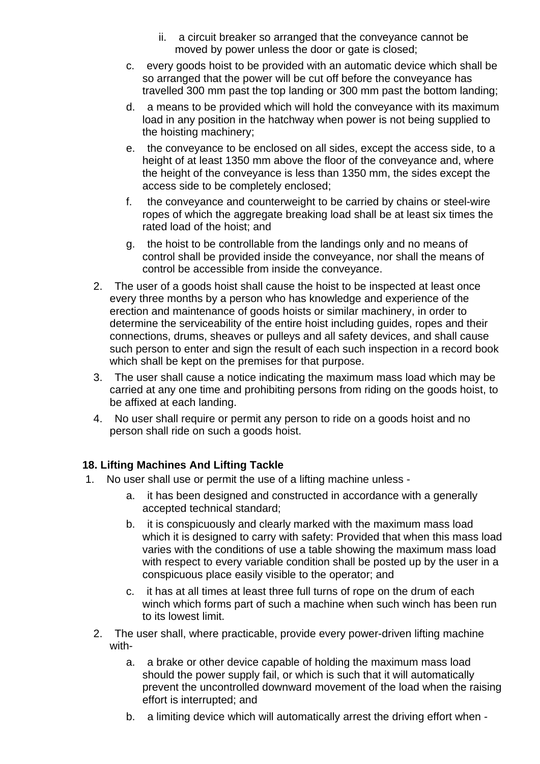ii. a circuit breaker so arranged that the conveyance cannot be moved by power unless the door or gate is closed;

c. every goods hoist to be provided with an automatic device which shall be so arranged that the power will be cut off before the conveyance has travelled 300 mm past the top landing or 300 mm past the bottom landing;

d. a means to be provided which will hold the conveyance with its maximum load in any position in the hatchway when power is not being supplied to the hoisting machinery;

e. the conveyance to be enclosed on all sides, except the access side, to a height of at least 1350 mm above the floor of the conveyance and, where the height of the conveyance is less than 1350 mm, the sides except the access side to be completely enclosed;

f. the conveyance and counterweight to be carried by chains or steel-wire ropes of which the aggregate breaking load shall be at least six times the rated load of the hoist; and

g. the hoist to be controllable from the landings only and no means of control shall be provided inside the conveyance, nor shall the means of control be accessible from inside the conveyance.

2. The user of a goods hoist shall cause the hoist to be inspected at least once every three months by a person who has knowledge and experience of the erection and maintenance of goods hoists or similar machinery, in order to determine the serviceability of the entire hoist including guides, ropes and their connections, drums, sheaves or pulleys and all safety devices, and shall cause such person to enter and sign the result of each such inspection in a record book which shall be kept on the premises for that purpose.

3. The user shall cause a notice indicating the maximum mass load which may be carried at any one time and prohibiting persons from riding on the goods hoist, to be affixed at each landing.

4. No user shall require or permit any person to ride on a goods hoist and no person shall ride on such a goods hoist.

**18. Lifting Machines And Lifting Tackle**

1. No user shall use or permit the use of a lifting machine unless -

   a. it has been designed and constructed in accordance with a generally accepted technical standard;

   b. it is conspicuously and clearly marked with the maximum mass load which it is designed to carry with safety: Provided that when this mass load varies with the conditions of use a table showing the maximum mass load with respect to every variable condition shall be posted up by the user in a conspicuous place easily visible to the operator; and

   c. it has at all times at least three full turns of rope on the drum of each winch which forms part of such a machine when such winch has been run to its lowest limit.

2. The user shall, where practicable, provide every power-driven lifting machine with-

   a. a brake or other device capable of holding the maximum mass load should the power supply fail, or which is such that it will automatically prevent the uncontrolled downward movement of the load when the raising effort is interrupted; and

   b. a limiting device which will automatically arrest the driving effort when -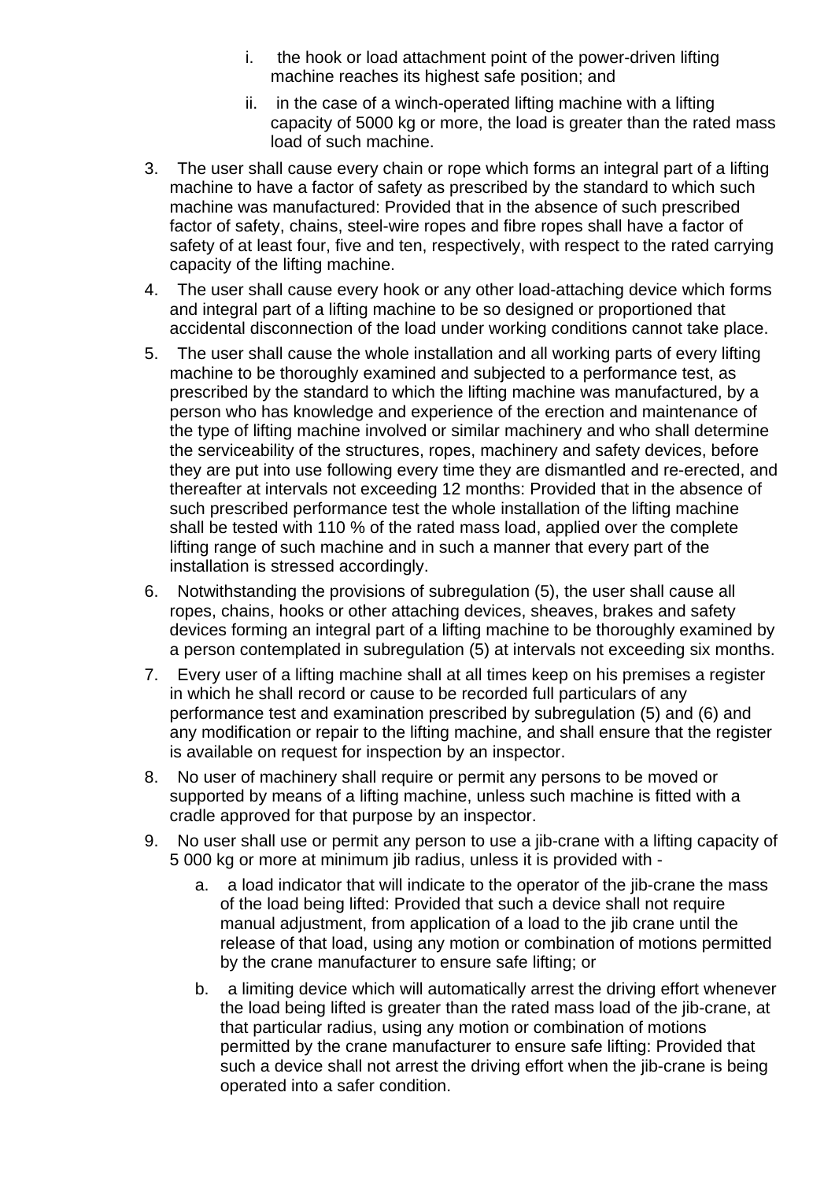i. the hook or load attachment point of the power-driven lifting machine reaches its highest safe position; and
   ii. in the case of a winch-operated lifting machine with a lifting capacity of 5000 kg or more, the load is greater than the rated mass load of such machine.

3. The user shall cause every chain or rope which forms an integral part of a lifting machine to have a factor of safety as prescribed by the standard to which such machine was manufactured: Provided that in the absence of such prescribed factor of safety, chains, steel-wire ropes and fibre ropes shall have a factor of safety of at least four, five and ten, respectively, with respect to the rated carrying capacity of the lifting machine.
4. The user shall cause every hook or any other load-attaching device which forms and integral part of a lifting machine to be so designed or proportioned that accidental disconnection of the load under working conditions cannot take place.
5. The user shall cause the whole installation and all working parts of every lifting machine to be thoroughly examined and subjected to a performance test, as prescribed by the standard to which the lifting machine was manufactured, by a person who has knowledge and experience of the erection and maintenance of the type of lifting machine involved or similar machinery and who shall determine the serviceability of the structures, ropes, machinery and safety devices, before they are put into use following every time they are dismantled and re-erected, and thereafter at intervals not exceeding 12 months: Provided that in the absence of such prescribed performance test the whole installation of the lifting machine shall be tested with 110 % of the rated mass load, applied over the complete lifting range of such machine and in such a manner that every part of the installation is stressed accordingly.
6. Notwithstanding the provisions of subregulation (5), the user shall cause all ropes, chains, hooks or other attaching devices, sheaves, brakes and safety devices forming an integral part of a lifting machine to be thoroughly examined by a person contemplated in subregulation (5) at intervals not exceeding six months.
7. Every user of a lifting machine shall at all times keep on his premises a register in which he shall record or cause to be recorded full particulars of any performance test and examination prescribed by subregulation (5) and (6) and any modification or repair to the lifting machine, and shall ensure that the register is available on request for inspection by an inspector.
8. No user of machinery shall require or permit any persons to be moved or supported by means of a lifting machine, unless such machine is fitted with a cradle approved for that purpose by an inspector.
9. No user shall use or permit any person to use a jib-crane with a lifting capacity of 5 000 kg or more at minimum jib radius, unless it is provided with -
   a. a load indicator that will indicate to the operator of the jib-crane the mass of the load being lifted: Provided that such a device shall not require manual adjustment, from application of a load to the jib crane until the release of that load, using any motion or combination of motions permitted by the crane manufacturer to ensure safe lifting; or
   b. a limiting device which will automatically arrest the driving effort whenever the load being lifted is greater than the rated mass load of the jib-crane, at that particular radius, using any motion or combination of motions permitted by the crane manufacturer to ensure safe lifting: Provided that such a device shall not arrest the driving effort when the jib-crane is being operated into a safer condition.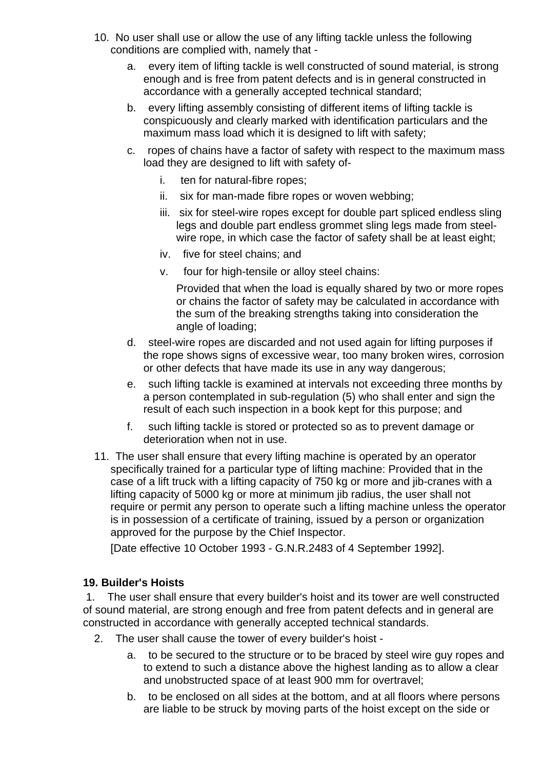10. No user shall use or allow the use of any lifting tackle unless the following conditions are complied with, namely that -
    a. every item of lifting tackle is well constructed of sound material, is strong enough and is free from patent defects and is in general constructed in accordance with a generally accepted technical standard;
    b. every lifting assembly consisting of different items of lifting tackle is conspicuously and clearly marked with identification particulars and the maximum mass load which it is designed to lift with safety;
    c. ropes of chains have a factor of safety with respect to the maximum mass load they are designed to lift with safety of-
        i. ten for natural-fibre ropes;
        ii. six for man-made fibre ropes or woven webbing;
        iii. six for steel-wire ropes except for double part spliced endless sling legs and double part endless grommet sling legs made from steel-wire rope, in which case the factor of safety shall be at least eight;
        iv. five for steel chains; and
        v. four for high-tensile or alloy steel chains:

        Provided that when the load is equally shared by two or more ropes or chains the factor of safety may be calculated in accordance with the sum of the breaking strengths taking into consideration the angle of loading;
    d. steel-wire ropes are discarded and not used again for lifting purposes if the rope shows signs of excessive wear, too many broken wires, corrosion or other defects that have made its use in any way dangerous;
    e. such lifting tackle is examined at intervals not exceeding three months by a person contemplated in sub-regulation (5) who shall enter and sign the result of each such inspection in a book kept for this purpose; and
    f. such lifting tackle is stored or protected so as to prevent damage or deterioration when not in use.
11. The user shall ensure that every lifting machine is operated by an operator specifically trained for a particular type of lifting machine: Provided that in the case of a lift truck with a lifting capacity of 750 kg or more and jib-cranes with a lifting capacity of 5000 kg or more at minimum jib radius, the user shall not require or permit any person to operate such a lifting machine unless the operator is in possession of a certificate of training, issued by a person or organization approved for the purpose by the Chief Inspector.

    [Date effective 10 October 1993 - G.N.R.2483 of 4 September 1992].

**19. Builder's Hoists**

1. The user shall ensure that every builder's hoist and its tower are well constructed of sound material, are strong enough and free from patent defects and in general are constructed in accordance with generally accepted technical standards.
2. The user shall cause the tower of every builder's hoist -
    a. to be secured to the structure or to be braced by steel wire guy ropes and to extend to such a distance above the highest landing as to allow a clear and unobstructed space of at least 900 mm for overtravel;
    b. to be enclosed on all sides at the bottom, and at all floors where persons are liable to be struck by moving parts of the hoist except on the side or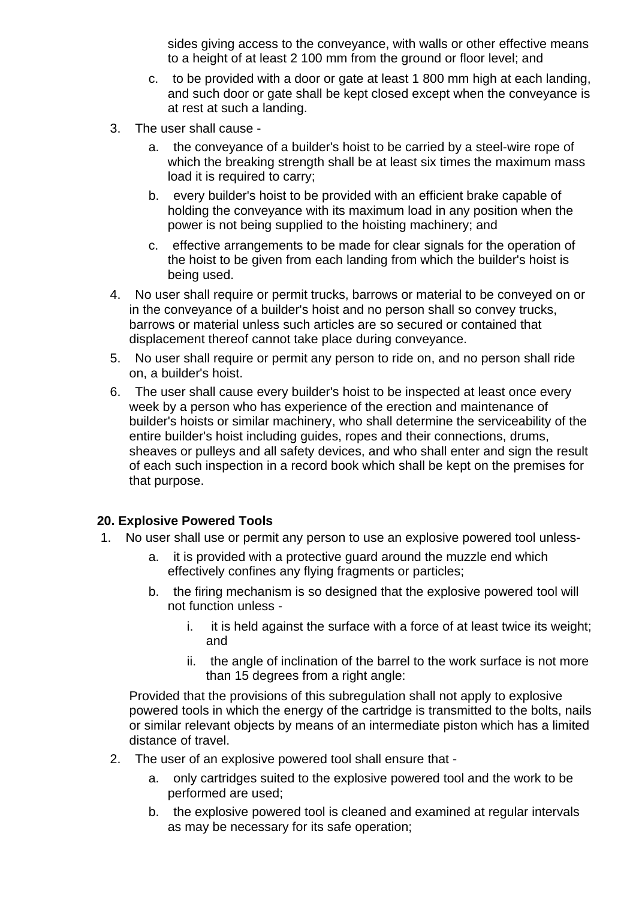sides giving access to the conveyance, with walls or other effective means to a height of at least 2 100 mm from the ground or floor level; and

   c. to be provided with a door or gate at least 1 800 mm high at each landing, and such door or gate shall be kept closed except when the conveyance is at rest at such a landing.

3. The user shall cause -
   a. the conveyance of a builder's hoist to be carried by a steel-wire rope of which the breaking strength shall be at least six times the maximum mass load it is required to carry;
   b. every builder's hoist to be provided with an efficient brake capable of holding the conveyance with its maximum load in any position when the power is not being supplied to the hoisting machinery; and
   c. effective arrangements to be made for clear signals for the operation of the hoist to be given from each landing from which the builder's hoist is being used.
4. No user shall require or permit trucks, barrows or material to be conveyed on or in the conveyance of a builder's hoist and no person shall so convey trucks, barrows or material unless such articles are so secured or contained that displacement thereof cannot take place during conveyance.
5. No user shall require or permit any person to ride on, and no person shall ride on, a builder's hoist.
6. The user shall cause every builder's hoist to be inspected at least once every week by a person who has experience of the erection and maintenance of builder's hoists or similar machinery, who shall determine the serviceability of the entire builder's hoist including guides, ropes and their connections, drums, sheaves or pulleys and all safety devices, and who shall enter and sign the result of each such inspection in a record book which shall be kept on the premises for that purpose.

**20. Explosive Powered Tools**

1. No user shall use or permit any person to use an explosive powered tool unless-
   a. it is provided with a protective guard around the muzzle end which effectively confines any flying fragments or particles;
   b. the firing mechanism is so designed that the explosive powered tool will not function unless -
      i. it is held against the surface with a force of at least twice its weight; and
      ii. the angle of inclination of the barrel to the work surface is not more than 15 degrees from a right angle:

   Provided that the provisions of this subregulation shall not apply to explosive powered tools in which the energy of the cartridge is transmitted to the bolts, nails or similar relevant objects by means of an intermediate piston which has a limited distance of travel.
2. The user of an explosive powered tool shall ensure that -
   a. only cartridges suited to the explosive powered tool and the work to be performed are used;
   b. the explosive powered tool is cleaned and examined at regular intervals as may be necessary for its safe operation;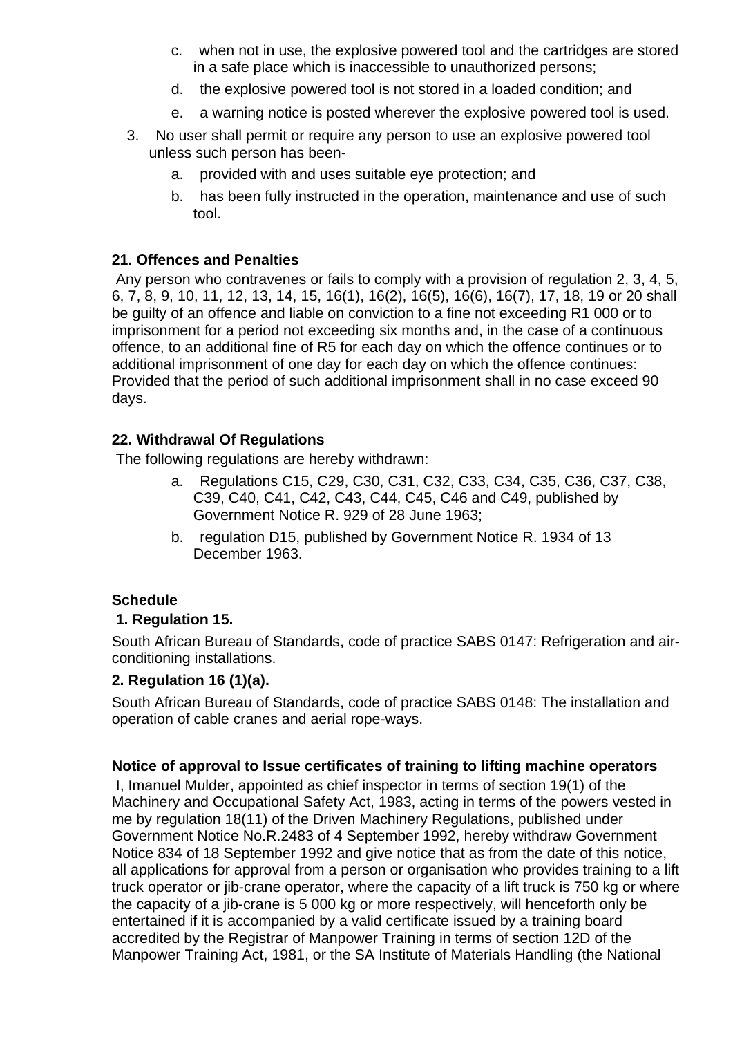c. when not in use, the explosive powered tool and the cartridges are stored in a safe place which is inaccessible to unauthorized persons;

d. the explosive powered tool is not stored in a loaded condition; and

e. a warning notice is posted wherever the explosive powered tool is used.

3. No user shall permit or require any person to use an explosive powered tool unless such person has been-

   a. provided with and uses suitable eye protection; and

   b. has been fully instructed in the operation, maintenance and use of such tool.

**21. Offences and Penalties**

Any person who contravenes or fails to comply with a provision of regulation 2, 3, 4, 5, 6, 7, 8, 9, 10, 11, 12, 13, 14, 15, 16(1), 16(2), 16(5), 16(6), 16(7), 17, 18, 19 or 20 shall be guilty of an offence and liable on conviction to a fine not exceeding R1 000 or to imprisonment for a period not exceeding six months and, in the case of a continuous offence, to an additional fine of R5 for each day on which the offence continues or to additional imprisonment of one day for each day on which the offence continues: Provided that the period of such additional imprisonment shall in no case exceed 90 days.

**22. Withdrawal Of Regulations**

The following regulations are hereby withdrawn:

a. Regulations C15, C29, C30, C31, C32, C33, C34, C35, C36, C37, C38, C39, C40, C41, C42, C43, C44, C45, C46 and C49, published by Government Notice R. 929 of 28 June 1963;

b. regulation D15, published by Government Notice R. 1934 of 13 December 1963.

**Schedule**

**1. Regulation 15.**

South African Bureau of Standards, code of practice SABS 0147: Refrigeration and air-conditioning installations.

**2. Regulation 16 (1)(a).**

South African Bureau of Standards, code of practice SABS 0148: The installation and operation of cable cranes and aerial rope-ways.

**Notice of approval to Issue certificates of training to lifting machine operators**

I, Imanuel Mulder, appointed as chief inspector in terms of section 19(1) of the Machinery and Occupational Safety Act, 1983, acting in terms of the powers vested in me by regulation 18(11) of the Driven Machinery Regulations, published under Government Notice No.R.2483 of 4 September 1992, hereby withdraw Government Notice 834 of 18 September 1992 and give notice that as from the date of this notice, all applications for approval from a person or organisation who provides training to a lift truck operator or jib-crane operator, where the capacity of a lift truck is 750 kg or where the capacity of a jib-crane is 5 000 kg or more respectively, will henceforth only be entertained if it is accompanied by a valid certificate issued by a training board accredited by the Registrar of Manpower Training in terms of section 12D of the Manpower Training Act, 1981, or the SA Institute of Materials Handling (the National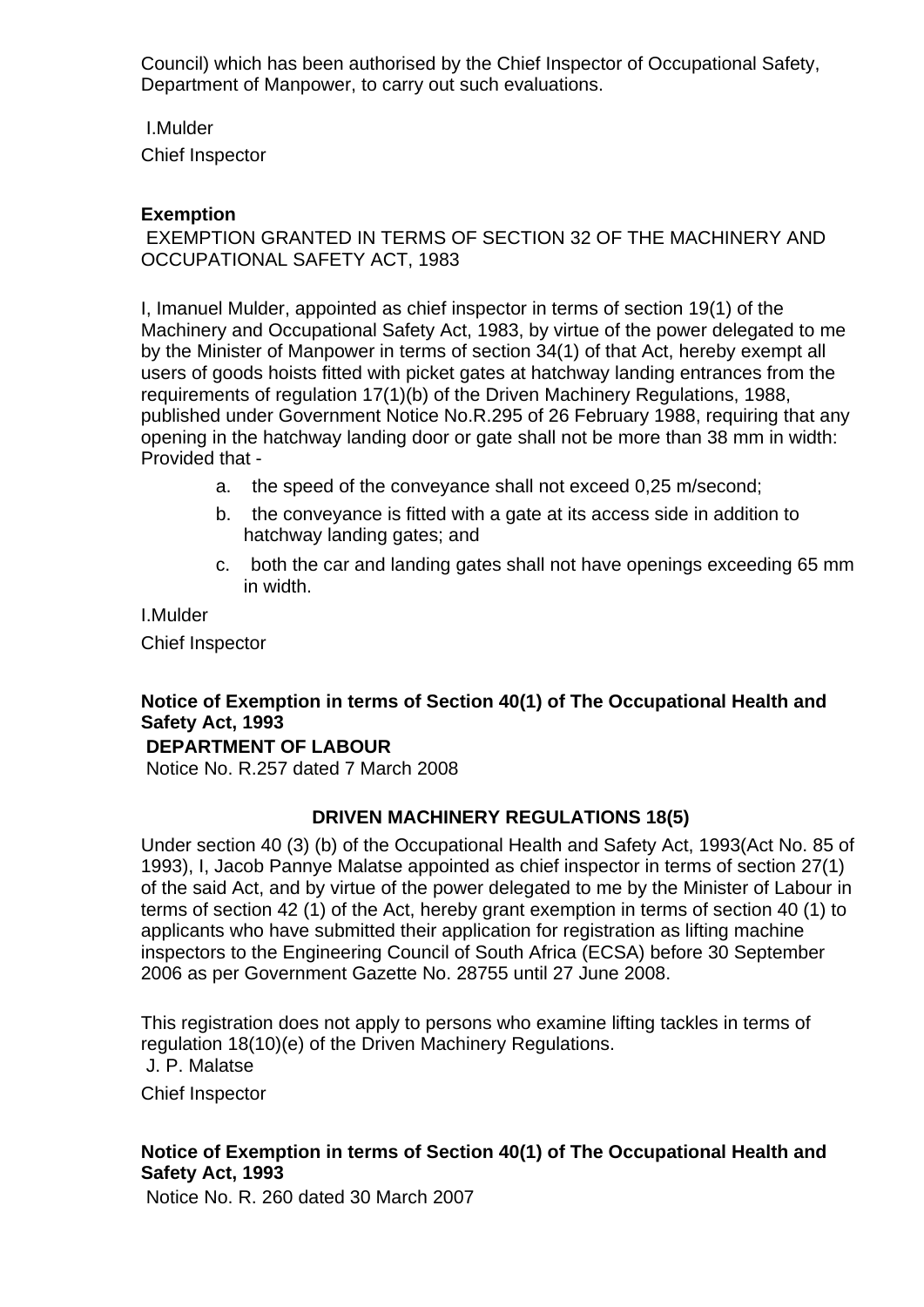Council) which has been authorised by the Chief Inspector of Occupational Safety, Department of Manpower, to carry out such evaluations.

I.Mulder

Chief Inspector

**Exemption**

EXEMPTION GRANTED IN TERMS OF SECTION 32 OF THE MACHINERY AND OCCUPATIONAL SAFETY ACT, 1983

I, Imanuel Mulder, appointed as chief inspector in terms of section 19(1) of the Machinery and Occupational Safety Act, 1983, by virtue of the power delegated to me by the Minister of Manpower in terms of section 34(1) of that Act, hereby exempt all users of goods hoists fitted with picket gates at hatchway landing entrances from the requirements of regulation 17(1)(b) of the Driven Machinery Regulations, 1988, published under Government Notice No.R.295 of 26 February 1988, requiring that any opening in the hatchway landing door or gate shall not be more than 38 mm in width: Provided that -

a. the speed of the conveyance shall not exceed 0,25 m/second;

b. the conveyance is fitted with a gate at its access side in addition to hatchway landing gates; and

c. both the car and landing gates shall not have openings exceeding 65 mm in width.

I.Mulder

Chief Inspector

**Notice of Exemption in terms of Section 40(1) of The Occupational Health and Safety Act, 1993**

**DEPARTMENT OF LABOUR**

Notice No. R.257 dated 7 March 2008

**DRIVEN MACHINERY REGULATIONS 18(5)**

Under section 40 (3) (b) of the Occupational Health and Safety Act, 1993(Act No. 85 of 1993), I, Jacob Pannye Malatse appointed as chief inspector in terms of section 27(1) of the said Act, and by virtue of the power delegated to me by the Minister of Labour in terms of section 42 (1) of the Act, hereby grant exemption in terms of section 40 (1) to applicants who have submitted their application for registration as lifting machine inspectors to the Engineering Council of South Africa (ECSA) before 30 September 2006 as per Government Gazette No. 28755 until 27 June 2008.

This registration does not apply to persons who examine lifting tackles in terms of regulation 18(10)(e) of the Driven Machinery Regulations.

J. P. Malatse

Chief Inspector

**Notice of Exemption in terms of Section 40(1) of The Occupational Health and Safety Act, 1993**

Notice No. R. 260 dated 30 March 2007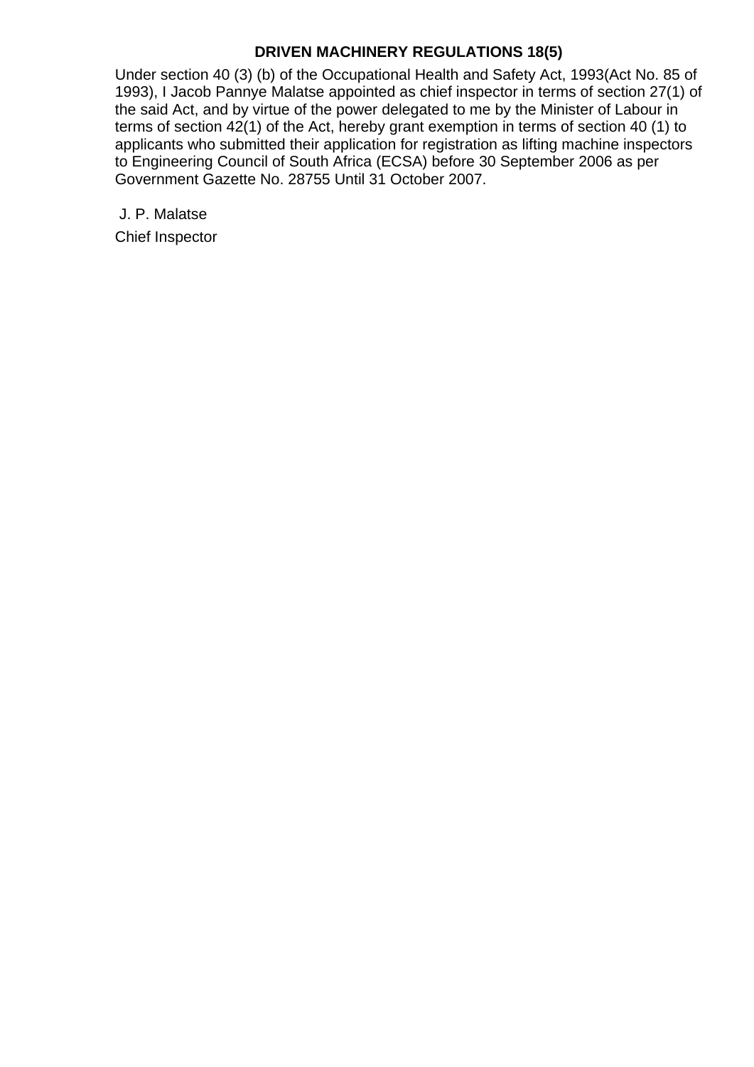# DRIVEN MACHINERY REGULATIONS 18(5)

Under section 40 (3) (b) of the Occupational Health and Safety Act, 1993(Act No. 85 of 1993), I Jacob Pannye Malatse appointed as chief inspector in terms of section 27(1) of the said Act, and by virtue of the power delegated to me by the Minister of Labour in terms of section 42(1) of the Act, hereby grant exemption in terms of section 40 (1) to applicants who submitted their application for registration as lifting machine inspectors to Engineering Council of South Africa (ECSA) before 30 September 2006 as per Government Gazette No. 28755 Until 31 October 2007.

J. P. Malatse

Chief Inspector